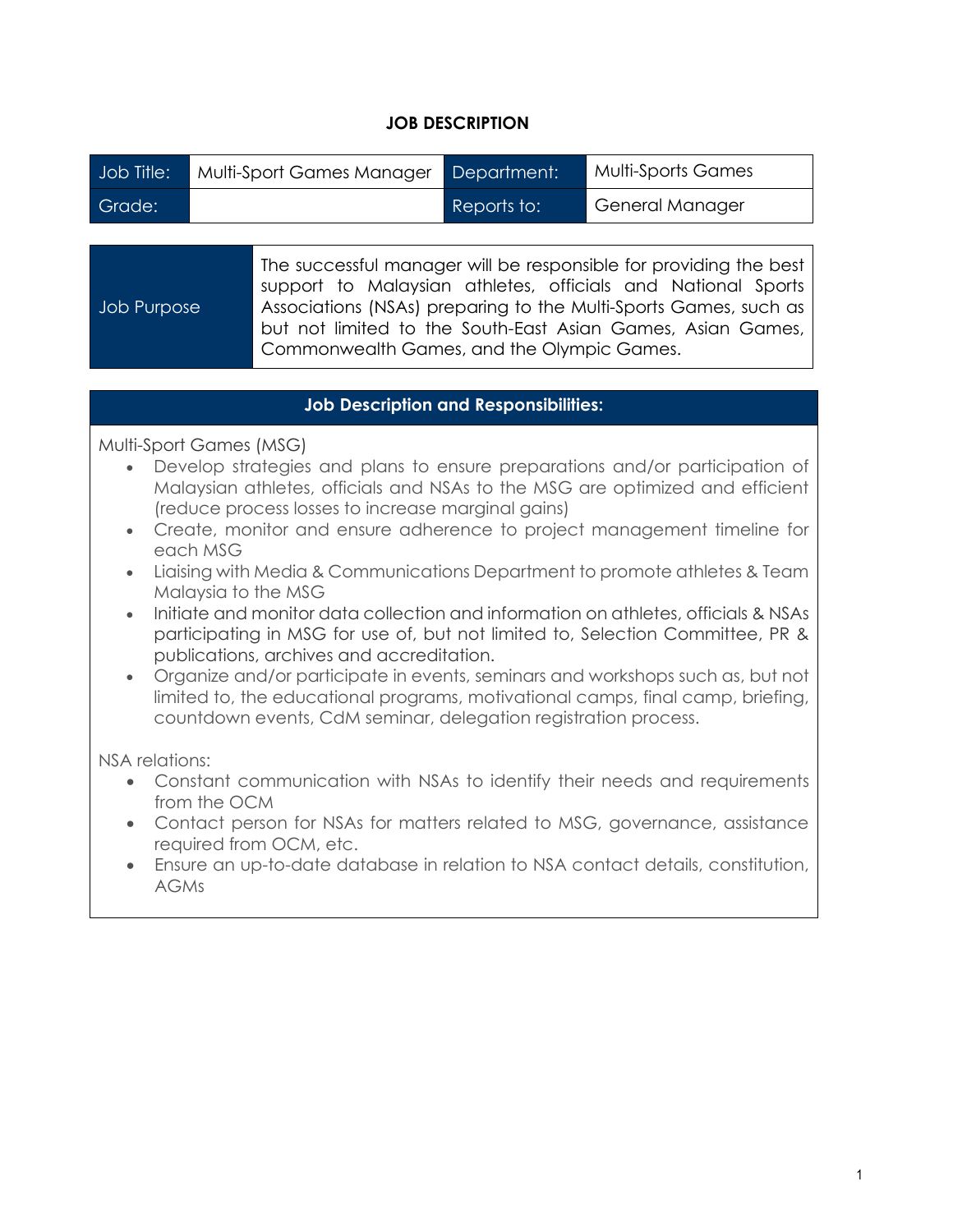# JOB DESCRIPTION

| Job Title: | Multi-Sport Games Manager | Department: | Multi-Sports Games |
|---|---|---|---|
| Grade: | | Reports to: | General Manager |

| Job Purpose | The successful manager will be responsible for providing the best support to Malaysian athletes, officials and National Sports Associations (NSAs) preparing to the Multi-Sports Games, such as but not limited to the South-East Asian Games, Asian Games, Commonwealth Games, and the Olympic Games. |
|---|---|

## Job Description and Responsibilities:

Multi-Sport Games (MSG)

- Develop strategies and plans to ensure preparations and/or participation of Malaysian athletes, officials and NSAs to the MSG are optimized and efficient (reduce process losses to increase marginal gains)
- Create, monitor and ensure adherence to project management timeline for each MSG
- Liaising with Media & Communications Department to promote athletes & Team Malaysia to the MSG
- Initiate and monitor data collection and information on athletes, officials & NSAs participating in MSG for use of, but not limited to, Selection Committee, PR & publications, archives and accreditation.
- Organize and/or participate in events, seminars and workshops such as, but not limited to, the educational programs, motivational camps, final camp, briefing, countdown events, CdM seminar, delegation registration process.

NSA relations:

- Constant communication with NSAs to identify their needs and requirements from the OCM
- Contact person for NSAs for matters related to MSG, governance, assistance required from OCM, etc.
- Ensure an up-to-date database in relation to NSA contact details, constitution, AGMs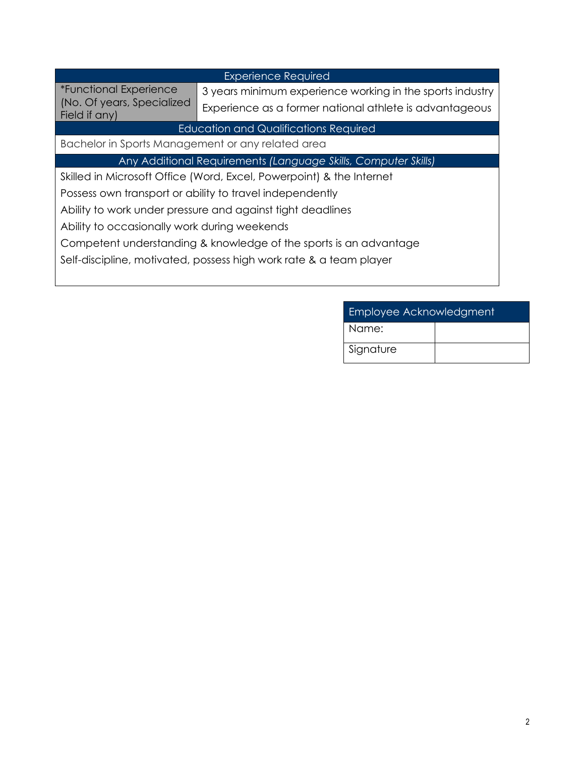| Experience Required | |
|---|---|
| *Functional Experience (No. Of years, Specialized Field if any) | 3 years minimum experience working in the sports industry<br>Experience as a former national athlete is advantageous |

| Education and Qualifications Required |
|---|
| Bachelor in Sports Management or any related area |

| Any Additional Requirements *(Language Skills, Computer Skills)* |
|---|
| Skilled in Microsoft Office (Word, Excel, Powerpoint) & the Internet<br>Possess own transport or ability to travel independently<br>Ability to work under pressure and against tight deadlines<br>Ability to occasionally work during weekends<br>Competent understanding & knowledge of the sports is an advantage<br>Self-discipline, motivated, possess high work rate & a team player |

| Employee Acknowledgment | |
|---|---|
| Name: | |
| Signature | |